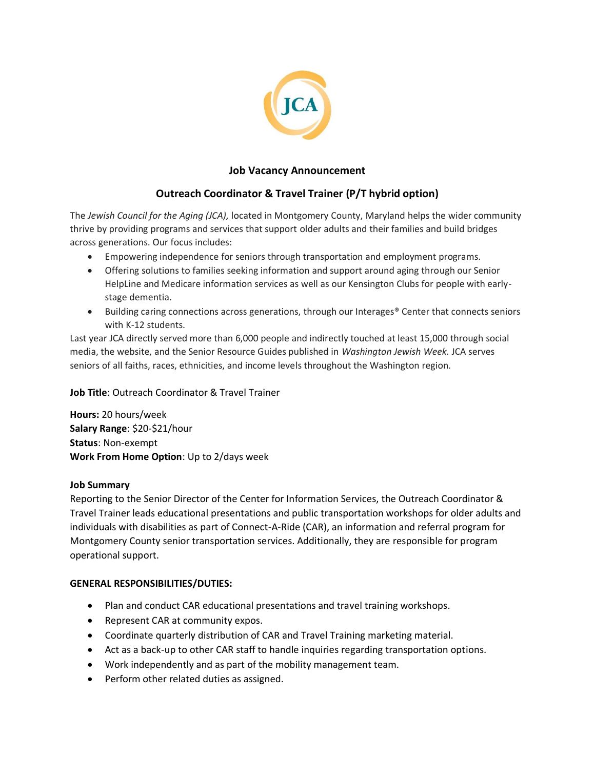JCA

## Job Vacancy Announcement

## Outreach Coordinator & Travel Trainer (P/T hybrid option)

The *Jewish Council for the Aging (JCA),* located in Montgomery County, Maryland helps the wider community thrive by providing programs and services that support older adults and their families and build bridges across generations. Our focus includes:

- Empowering independence for seniors through transportation and employment programs.
- Offering solutions to families seeking information and support around aging through our Senior HelpLine and Medicare information services as well as our Kensington Clubs for people with early-stage dementia.
- Building caring connections across generations, through our Interages® Center that connects seniors with K-12 students.

Last year JCA directly served more than 6,000 people and indirectly touched at least 15,000 through social media, the website, and the Senior Resource Guides published in *Washington Jewish Week.* JCA serves seniors of all faiths, races, ethnicities, and income levels throughout the Washington region.

**Job Title**: Outreach Coordinator & Travel Trainer

**Hours:** 20 hours/week
**Salary Range**: $20-$21/hour
**Status**: Non-exempt
**Work From Home Option**: Up to 2/days week

**Job Summary**
Reporting to the Senior Director of the Center for Information Services, the Outreach Coordinator & Travel Trainer leads educational presentations and public transportation workshops for older adults and individuals with disabilities as part of Connect-A-Ride (CAR), an information and referral program for Montgomery County senior transportation services. Additionally, they are responsible for program operational support.

**GENERAL RESPONSIBILITIES/DUTIES:**

- Plan and conduct CAR educational presentations and travel training workshops.
- Represent CAR at community expos.
- Coordinate quarterly distribution of CAR and Travel Training marketing material.
- Act as a back-up to other CAR staff to handle inquiries regarding transportation options.
- Work independently and as part of the mobility management team.
- Perform other related duties as assigned.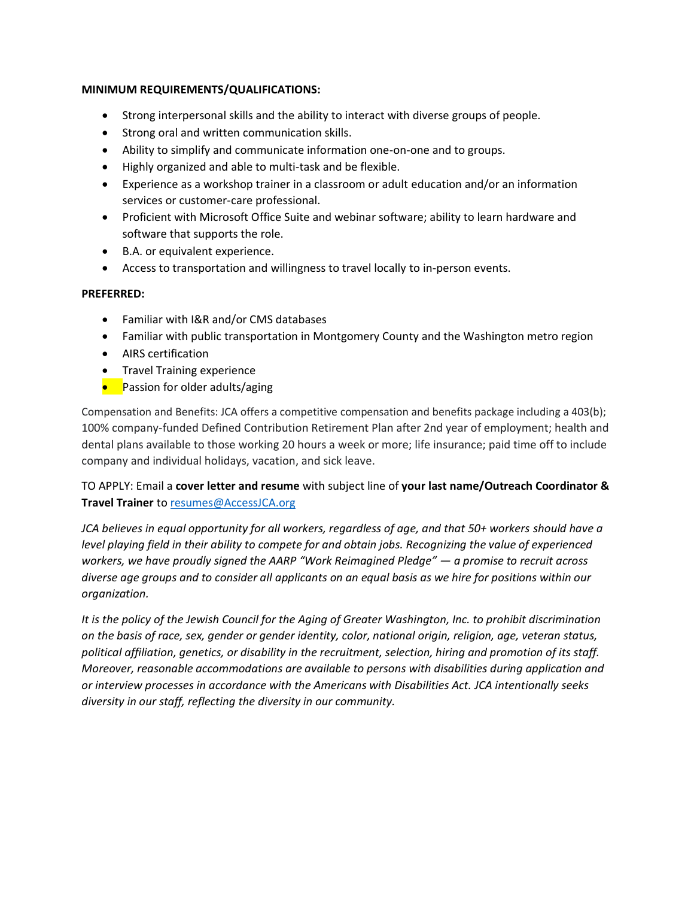**MINIMUM REQUIREMENTS/QUALIFICATIONS:**

- Strong interpersonal skills and the ability to interact with diverse groups of people.
- Strong oral and written communication skills.
- Ability to simplify and communicate information one-on-one and to groups.
- Highly organized and able to multi-task and be flexible.
- Experience as a workshop trainer in a classroom or adult education and/or an information services or customer-care professional.
- Proficient with Microsoft Office Suite and webinar software; ability to learn hardware and software that supports the role.
- B.A. or equivalent experience.
- Access to transportation and willingness to travel locally to in-person events.

**PREFERRED:**

- Familiar with I&R and/or CMS databases
- Familiar with public transportation in Montgomery County and the Washington metro region
- AIRS certification
- Travel Training experience
- Passion for older adults/aging

Compensation and Benefits: JCA offers a competitive compensation and benefits package including a 403(b); 100% company-funded Defined Contribution Retirement Plan after 2nd year of employment; health and dental plans available to those working 20 hours a week or more; life insurance; paid time off to include company and individual holidays, vacation, and sick leave.

TO APPLY: Email a **cover letter and resume** with subject line of **your last name/Outreach Coordinator & Travel Trainer** to resumes@AccessJCA.org

*JCA believes in equal opportunity for all workers, regardless of age, and that 50+ workers should have a level playing field in their ability to compete for and obtain jobs. Recognizing the value of experienced workers, we have proudly signed the AARP "Work Reimagined Pledge" — a promise to recruit across diverse age groups and to consider all applicants on an equal basis as we hire for positions within our organization.*

*It is the policy of the Jewish Council for the Aging of Greater Washington, Inc. to prohibit discrimination on the basis of race, sex, gender or gender identity, color, national origin, religion, age, veteran status, political affiliation, genetics, or disability in the recruitment, selection, hiring and promotion of its staff. Moreover, reasonable accommodations are available to persons with disabilities during application and or interview processes in accordance with the Americans with Disabilities Act. JCA intentionally seeks diversity in our staff, reflecting the diversity in our community.*